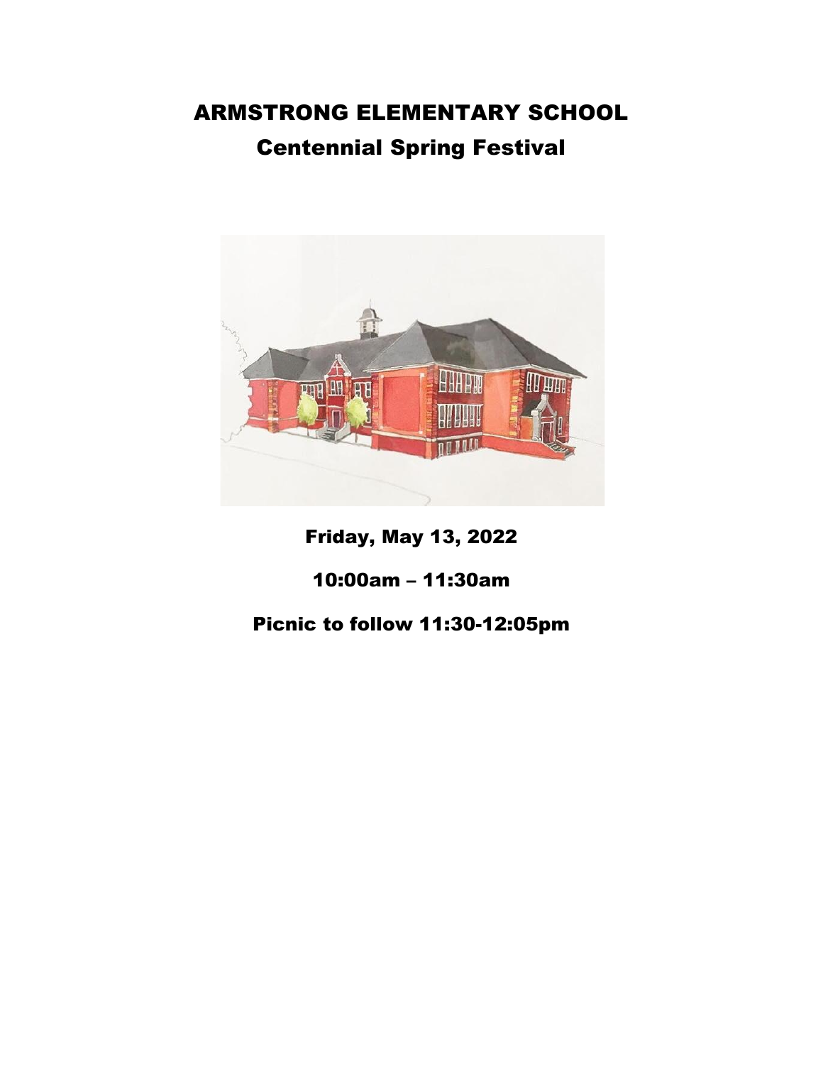# ARMSTRONG ELEMENTARY SCHOOL

## Centennial Spring Festival

Friday, May 13, 2022

10:00am – 11:30am

Picnic to follow 11:30-12:05pm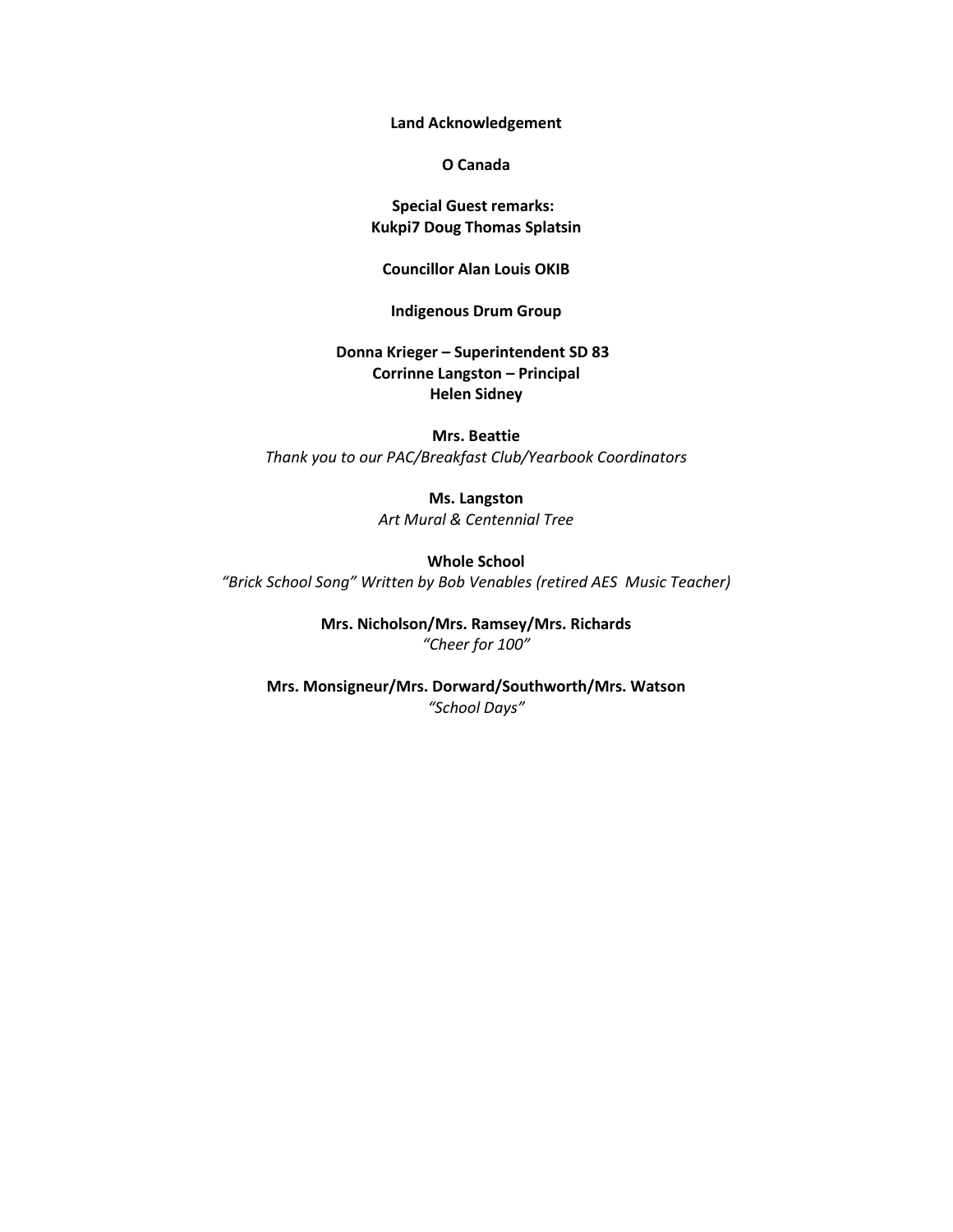**Land Acknowledgement**

**O Canada**

**Special Guest remarks:**
**Kukpi7 Doug Thomas Splatsin**

**Councillor Alan Louis OKIB**

**Indigenous Drum Group**

**Donna Krieger – Superintendent SD 83**
**Corrinne Langston – Principal**
**Helen Sidney**

**Mrs. Beattie**
*Thank you to our PAC/Breakfast Club/Yearbook Coordinators*

**Ms. Langston**
*Art Mural & Centennial Tree*

**Whole School**
*"Brick School Song" Written by Bob Venables (retired AES Music Teacher)*

**Mrs. Nicholson/Mrs. Ramsey/Mrs. Richards**
*"Cheer for 100"*

**Mrs. Monsigneur/Mrs. Dorward/Southworth/Mrs. Watson**
*"School Days"*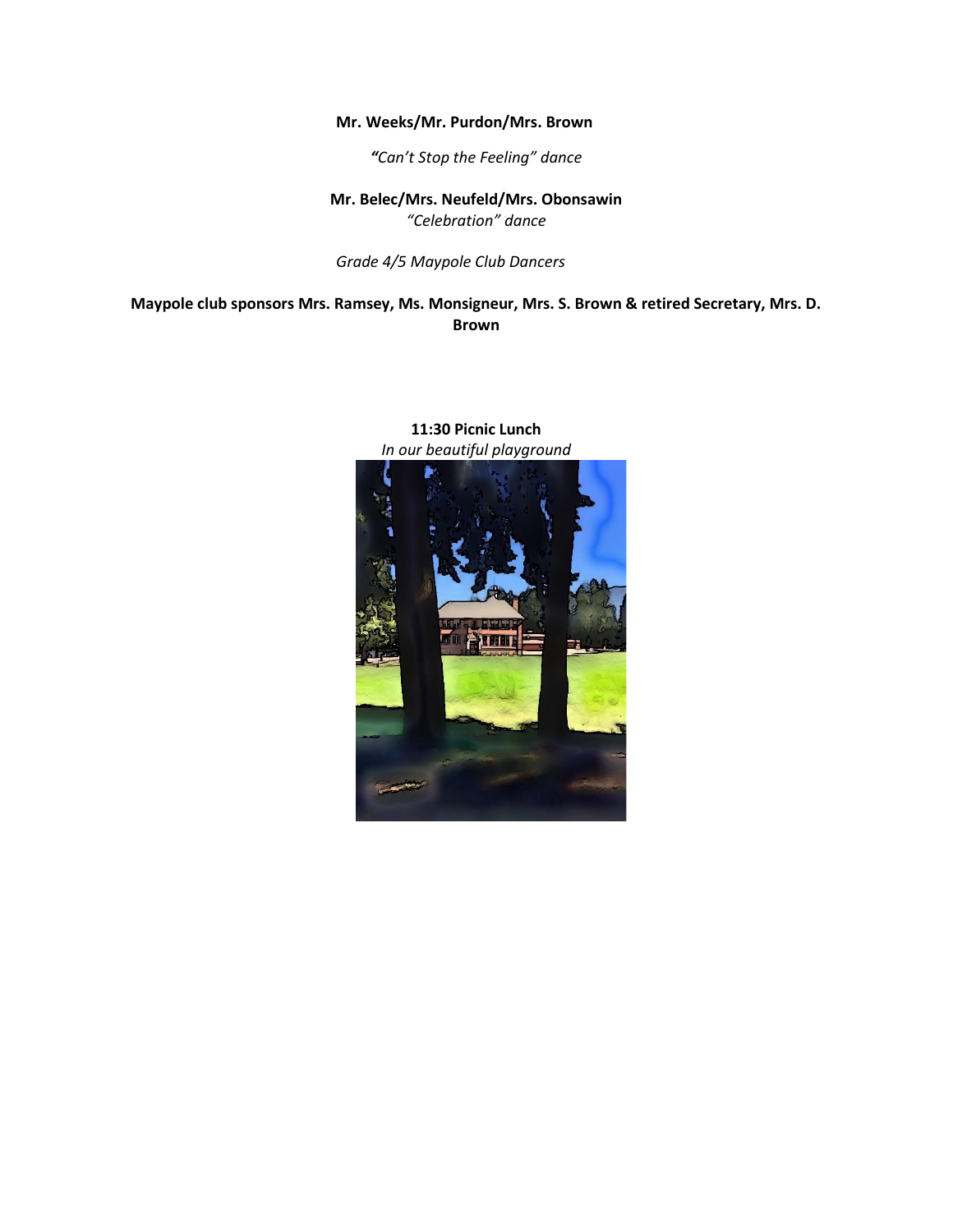**Mr. Weeks/Mr. Purdon/Mrs. Brown**

*"Can't Stop the Feeling" dance*

**Mr. Belec/Mrs. Neufeld/Mrs. Obonsawin**
*"Celebration" dance*

*Grade 4/5 Maypole Club Dancers*

**Maypole club sponsors Mrs. Ramsey, Ms. Monsigneur, Mrs. S. Brown & retired Secretary, Mrs. D. Brown**

**11:30 Picnic Lunch**
*In our beautiful playground*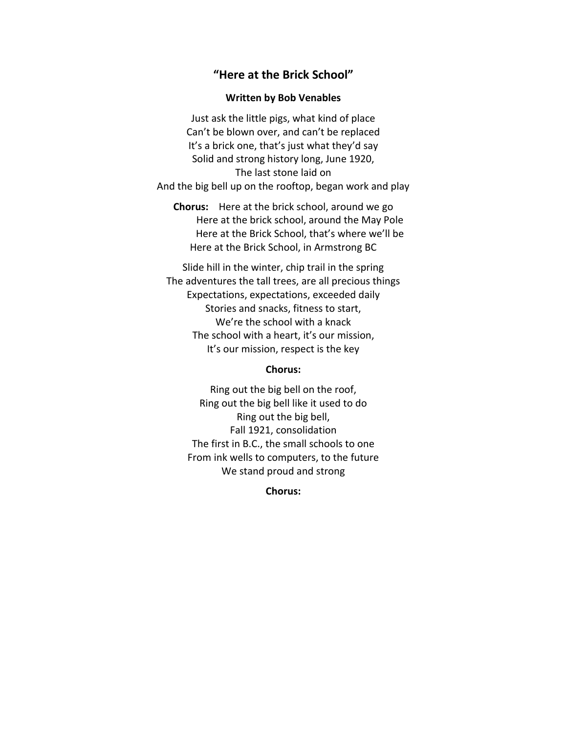## "Here at the Brick School"

**Written by Bob Venables**

Just ask the little pigs, what kind of place
Can't be blown over, and can't be replaced
It's a brick one, that's just what they'd say
Solid and strong history long, June 1920,
The last stone laid on
And the big bell up on the rooftop, began work and play

**Chorus:** Here at the brick school, around we go
Here at the brick school, around the May Pole
Here at the Brick School, that's where we'll be
Here at the Brick School, in Armstrong BC

Slide hill in the winter, chip trail in the spring
The adventures the tall trees, are all precious things
Expectations, expectations, exceeded daily
Stories and snacks, fitness to start,
We're the school with a knack
The school with a heart, it's our mission,
It's our mission, respect is the key

**Chorus:**

Ring out the big bell on the roof,
Ring out the big bell like it used to do
Ring out the big bell,
Fall 1921, consolidation
The first in B.C., the small schools to one
From ink wells to computers, to the future
We stand proud and strong

**Chorus:**